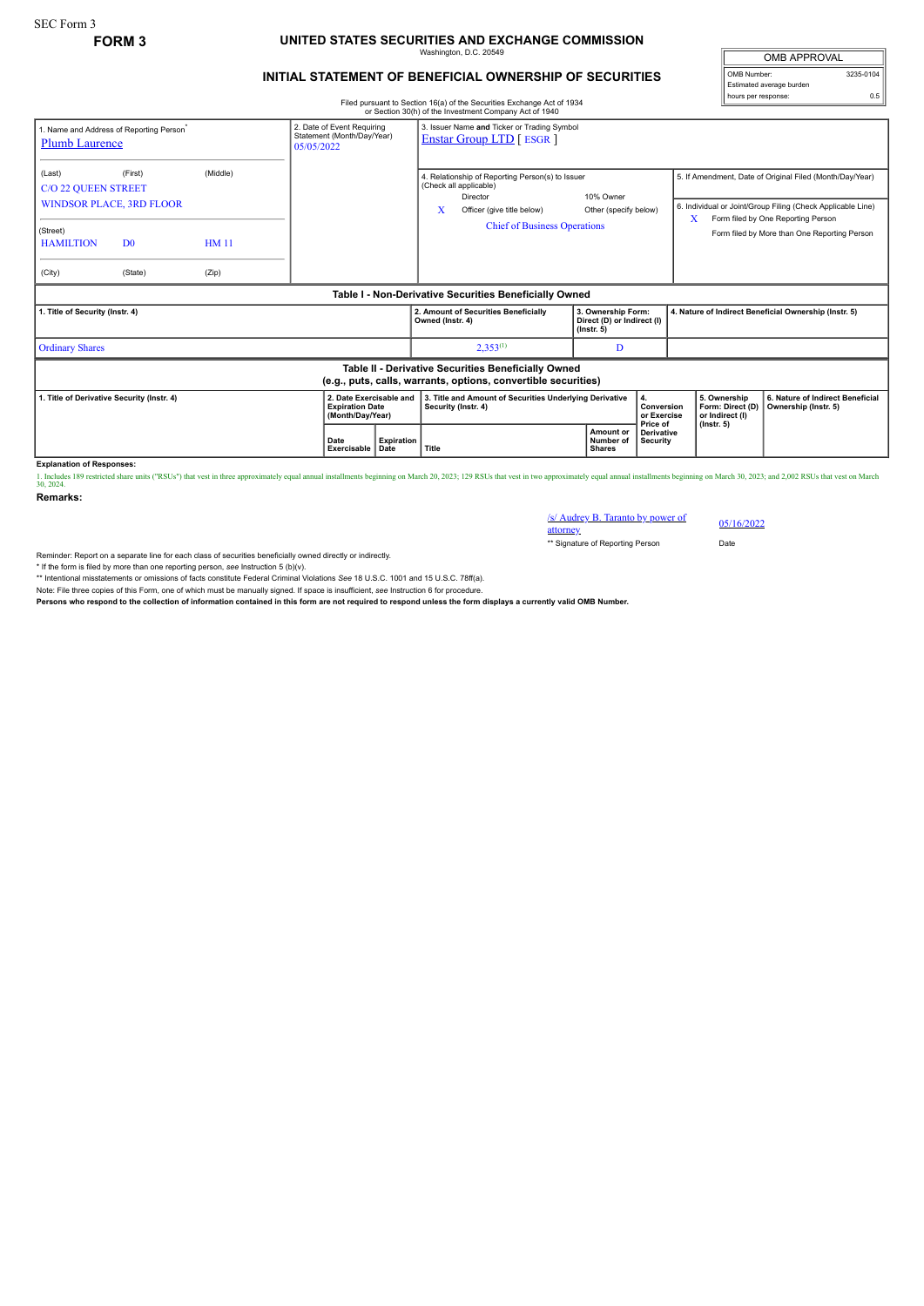SEC Form 3

**FORM 3**

# UNITED STATES SECURITIES AND EXCHANGE COMMISSION

Washington, D.C. 20549

## INITIAL STATEMENT OF BENEFICIAL OWNERSHIP OF SECURITIES

| OMB APPROVAL | |
|---|---|
| OMB Number: | 3235-0104 |
| Estimated average burden | |
| hours per response: | 0.5 |

Filed pursuant to Section 16(a) of the Securities Exchange Act of 1934 or Section 30(h) of the Investment Company Act of 1940

1. Name and Address of Reporting Person*
Plumb Laurence

(Last) (First) (Middle)
C/O 22 QUEEN STREET
WINDSOR PLACE, 3RD FLOOR

(Street)
HAMILTION D0 HM 11

(City) (State) (Zip)

2. Date of Event Requiring Statement (Month/Day/Year)
05/05/2022

3. Issuer Name and Ticker or Trading Symbol
Enstar Group LTD [ ESGR ]

4. Relationship of Reporting Person(s) to Issuer (Check all applicable)
Director
10% Owner
X Officer (give title below)
Other (specify below)
Chief of Business Operations

5. If Amendment, Date of Original Filed (Month/Day/Year)

6. Individual or Joint/Group Filing (Check Applicable Line)
X Form filed by One Reporting Person
Form filed by More than One Reporting Person

### Table I - Non-Derivative Securities Beneficially Owned

| 1. Title of Security (Instr. 4) | 2. Amount of Securities Beneficially Owned (Instr. 4) | 3. Ownership Form: Direct (D) or Indirect (I) (Instr. 5) | 4. Nature of Indirect Beneficial Ownership (Instr. 5) |
|---|---|---|---|
| Ordinary Shares | 2,353[(1)] | D | |

### Table II - Derivative Securities Beneficially Owned (e.g., puts, calls, warrants, options, convertible securities)

| 1. Title of Derivative Security (Instr. 4) | 2. Date Exercisable and Expiration Date (Month/Day/Year) | | 3. Title and Amount of Securities Underlying Derivative Security (Instr. 4) | | 4. Conversion or Exercise Price of Derivative Security | 5. Ownership Form: Direct (D) or Indirect (I) (Instr. 5) | 6. Nature of Indirect Beneficial Ownership (Instr. 5) |
|---|---|---|---|---|---|---|---|
| | Date Exercisable | Expiration Date | Title | Amount or Number of Shares | | | |

**Explanation of Responses:**

1. Includes 189 restricted share units ("RSUs") that vest in three approximately equal annual installments beginning on March 20, 2023; 129 RSUs that vest in two approximately equal annual installments beginning on March 30, 2023; and 2,002 RSUs that vest on March 30, 2024.

**Remarks:**

/s/ Audrey B. Taranto by power of attorney — 05/16/2022

** Signature of Reporting Person — Date

Reminder: Report on a separate line for each class of securities beneficially owned directly or indirectly.

* If the form is filed by more than one reporting person, *see* Instruction 5 (b)(v).

** Intentional misstatements or omissions of facts constitute Federal Criminal Violations *See* 18 U.S.C. 1001 and 15 U.S.C. 78ff(a).

Note: File three copies of this Form, one of which must be manually signed. If space is insufficient, *see* Instruction 6 for procedure.

**Persons who respond to the collection of information contained in this form are not required to respond unless the form displays a currently valid OMB Number.**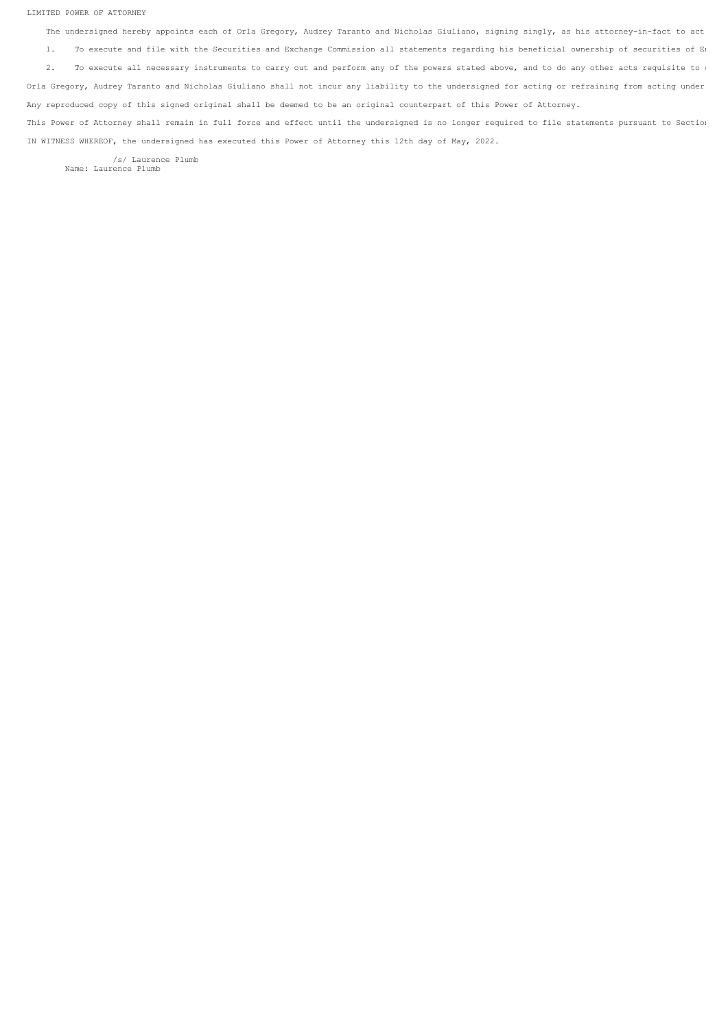LIMITED POWER OF ATTORNEY

The undersigned hereby appoints each of Orla Gregory, Audrey Taranto and Nicholas Giuliano, signing singly, as his attorney-in-fact to act

1. To execute and file with the Securities and Exchange Commission all statements regarding his beneficial ownership of securities of E

2. To execute all necessary instruments to carry out and perform any of the powers stated above, and to do any other acts requisite to

Orla Gregory, Audrey Taranto and Nicholas Giuliano shall not incur any liability to the undersigned for acting or refraining from acting under

Any reproduced copy of this signed original shall be deemed to be an original counterpart of this Power of Attorney.

This Power of Attorney shall remain in full force and effect until the undersigned is no longer required to file statements pursuant to Sectio

IN WITNESS WHEREOF, the undersigned has executed this Power of Attorney this 12th day of May, 2022.

/s/ Laurence Plumb
Name: Laurence Plumb